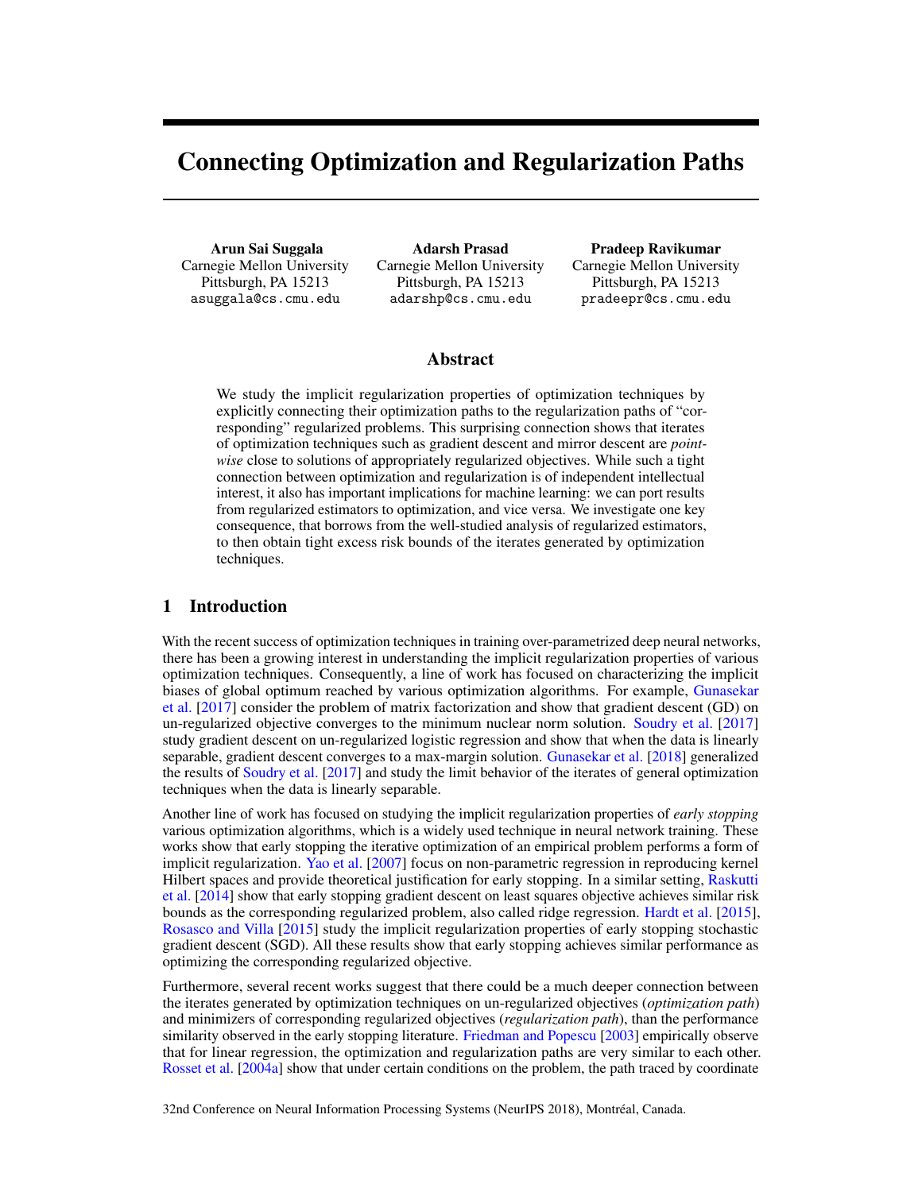# Connecting Optimization and Regularization Paths

**Arun Sai Suggala**
Carnegie Mellon University
Pittsburgh, PA 15213
asuggala@cs.cmu.edu

**Adarsh Prasad**
Carnegie Mellon University
Pittsburgh, PA 15213
adarshp@cs.cmu.edu

**Pradeep Ravikumar**
Carnegie Mellon University
Pittsburgh, PA 15213
pradeepr@cs.cmu.edu

## Abstract

We study the implicit regularization properties of optimization techniques by explicitly connecting their optimization paths to the regularization paths of "corresponding" regularized problems. This surprising connection shows that iterates of optimization techniques such as gradient descent and mirror descent are *point-wise* close to solutions of appropriately regularized objectives. While such a tight connection between optimization and regularization is of independent intellectual interest, it also has important implications for machine learning: we can port results from regularized estimators to optimization, and vice versa. We investigate one key consequence, that borrows from the well-studied analysis of regularized estimators, to then obtain tight excess risk bounds of the iterates generated by optimization techniques.

## 1 Introduction

With the recent success of optimization techniques in training over-parametrized deep neural networks, there has been a growing interest in understanding the implicit regularization properties of various optimization techniques. Consequently, a line of work has focused on characterizing the implicit biases of global optimum reached by various optimization algorithms. For example, Gunasekar et al. [2017] consider the problem of matrix factorization and show that gradient descent (GD) on un-regularized objective converges to the minimum nuclear norm solution. Soudry et al. [2017] study gradient descent on un-regularized logistic regression and show that when the data is linearly separable, gradient descent converges to a max-margin solution. Gunasekar et al. [2018] generalized the results of Soudry et al. [2017] and study the limit behavior of the iterates of general optimization techniques when the data is linearly separable.

Another line of work has focused on studying the implicit regularization properties of *early stopping* various optimization algorithms, which is a widely used technique in neural network training. These works show that early stopping the iterative optimization of an empirical problem performs a form of implicit regularization. Yao et al. [2007] focus on non-parametric regression in reproducing kernel Hilbert spaces and provide theoretical justification for early stopping. In a similar setting, Raskutti et al. [2014] show that early stopping gradient descent on least squares objective achieves similar risk bounds as the corresponding regularized problem, also called ridge regression. Hardt et al. [2015], Rosasco and Villa [2015] study the implicit regularization properties of early stopping stochastic gradient descent (SGD). All these results show that early stopping achieves similar performance as optimizing the corresponding regularized objective.

Furthermore, several recent works suggest that there could be a much deeper connection between the iterates generated by optimization techniques on un-regularized objectives (*optimization path*) and minimizers of corresponding regularized objectives (*regularization path*), than the performance similarity observed in the early stopping literature. Friedman and Popescu [2003] empirically observe that for linear regression, the optimization and regularization paths are very similar to each other. Rosset et al. [2004a] show that under certain conditions on the problem, the path traced by coordinate

32nd Conference on Neural Information Processing Systems (NeurIPS 2018), Montréal, Canada.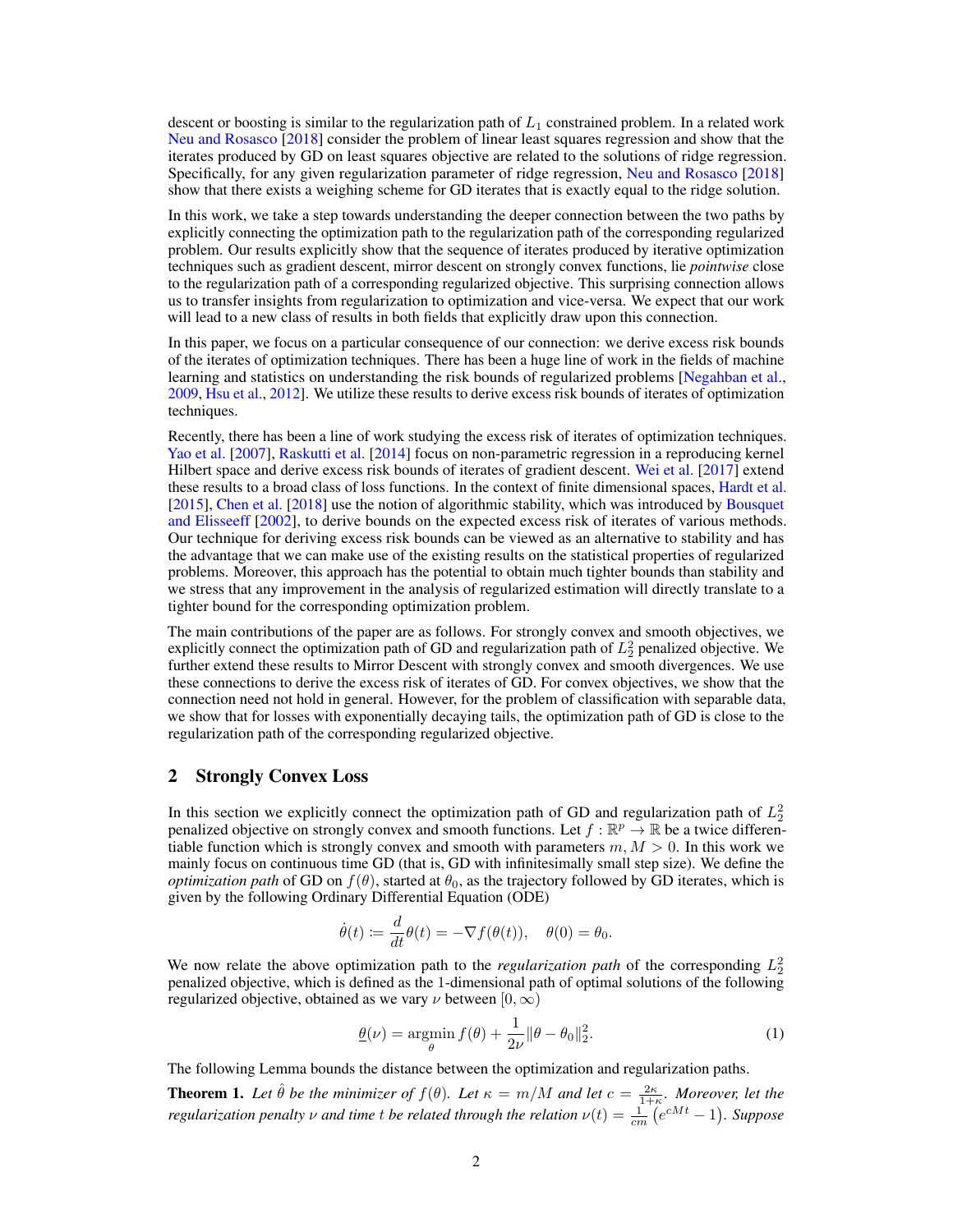descent or boosting is similar to the regularization path of $L_1$ constrained problem. In a related work Neu and Rosasco [2018] consider the problem of linear least squares regression and show that the iterates produced by GD on least squares objective are related to the solutions of ridge regression. Specifically, for any given regularization parameter of ridge regression, Neu and Rosasco [2018] show that there exists a weighing scheme for GD iterates that is exactly equal to the ridge solution.

In this work, we take a step towards understanding the deeper connection between the two paths by explicitly connecting the optimization path to the regularization path of the corresponding regularized problem. Our results explicitly show that the sequence of iterates produced by iterative optimization techniques such as gradient descent, mirror descent on strongly convex functions, lie *pointwise* close to the regularization path of a corresponding regularized objective. This surprising connection allows us to transfer insights from regularization to optimization and vice-versa. We expect that our work will lead to a new class of results in both fields that explicitly draw upon this connection.

In this paper, we focus on a particular consequence of our connection: we derive excess risk bounds of the iterates of optimization techniques. There has been a huge line of work in the fields of machine learning and statistics on understanding the risk bounds of regularized problems [Negahban et al., 2009, Hsu et al., 2012]. We utilize these results to derive excess risk bounds of iterates of optimization techniques.

Recently, there has been a line of work studying the excess risk of iterates of optimization techniques. Yao et al. [2007], Raskutti et al. [2014] focus on non-parametric regression in a reproducing kernel Hilbert space and derive excess risk bounds of iterates of gradient descent. Wei et al. [2017] extend these results to a broad class of loss functions. In the context of finite dimensional spaces, Hardt et al. [2015], Chen et al. [2018] use the notion of algorithmic stability, which was introduced by Bousquet and Elisseeff [2002], to derive bounds on the expected excess risk of iterates of various methods. Our technique for deriving excess risk bounds can be viewed as an alternative to stability and has the advantage that we can make use of the existing results on the statistical properties of regularized problems. Moreover, this approach has the potential to obtain much tighter bounds than stability and we stress that any improvement in the analysis of regularized estimation will directly translate to a tighter bound for the corresponding optimization problem.

The main contributions of the paper are as follows. For strongly convex and smooth objectives, we explicitly connect the optimization path of GD and regularization path of $L_2^2$ penalized objective. We further extend these results to Mirror Descent with strongly convex and smooth divergences. We use these connections to derive the excess risk of iterates of GD. For convex objectives, we show that the connection need not hold in general. However, for the problem of classification with separable data, we show that for losses with exponentially decaying tails, the optimization path of GD is close to the regularization path of the corresponding regularized objective.

## 2 Strongly Convex Loss

In this section we explicitly connect the optimization path of GD and regularization path of $L_2^2$ penalized objective on strongly convex and smooth functions. Let $f : \mathbb{R}^p \to \mathbb{R}$ be a twice differentiable function which is strongly convex and smooth with parameters $m, M > 0$. In this work we mainly focus on continuous time GD (that is, GD with infinitesimally small step size). We define the *optimization path* of GD on $f(\theta)$, started at $\theta_0$, as the trajectory followed by GD iterates, which is given by the following Ordinary Differential Equation (ODE)

$$\dot{\theta}(t) := \frac{d}{dt}\theta(t) = -\nabla f(\theta(t)), \quad \theta(0) = \theta_0.$$

We now relate the above optimization path to the *regularization path* of the corresponding $L_2^2$ penalized objective, which is defined as the 1-dimensional path of optimal solutions of the following regularized objective, obtained as we vary $\nu$ between $[0, \infty)$

$$\underline{\theta}(\nu) = \operatorname*{argmin}_{\theta} f(\theta) + \frac{1}{2\nu}\|\theta - \theta_0\|_2^2. \tag{1}$$

The following Lemma bounds the distance between the optimization and regularization paths.

**Theorem 1.** *Let $\hat{\theta}$ be the minimizer of $f(\theta)$. Let $\kappa = m/M$ and let $c = \frac{2\kappa}{1+\kappa}$. Moreover, let the regularization penalty $\nu$ and time $t$ be related through the relation $\nu(t) = \frac{1}{cm}\left(e^{cMt} - 1\right)$. Suppose*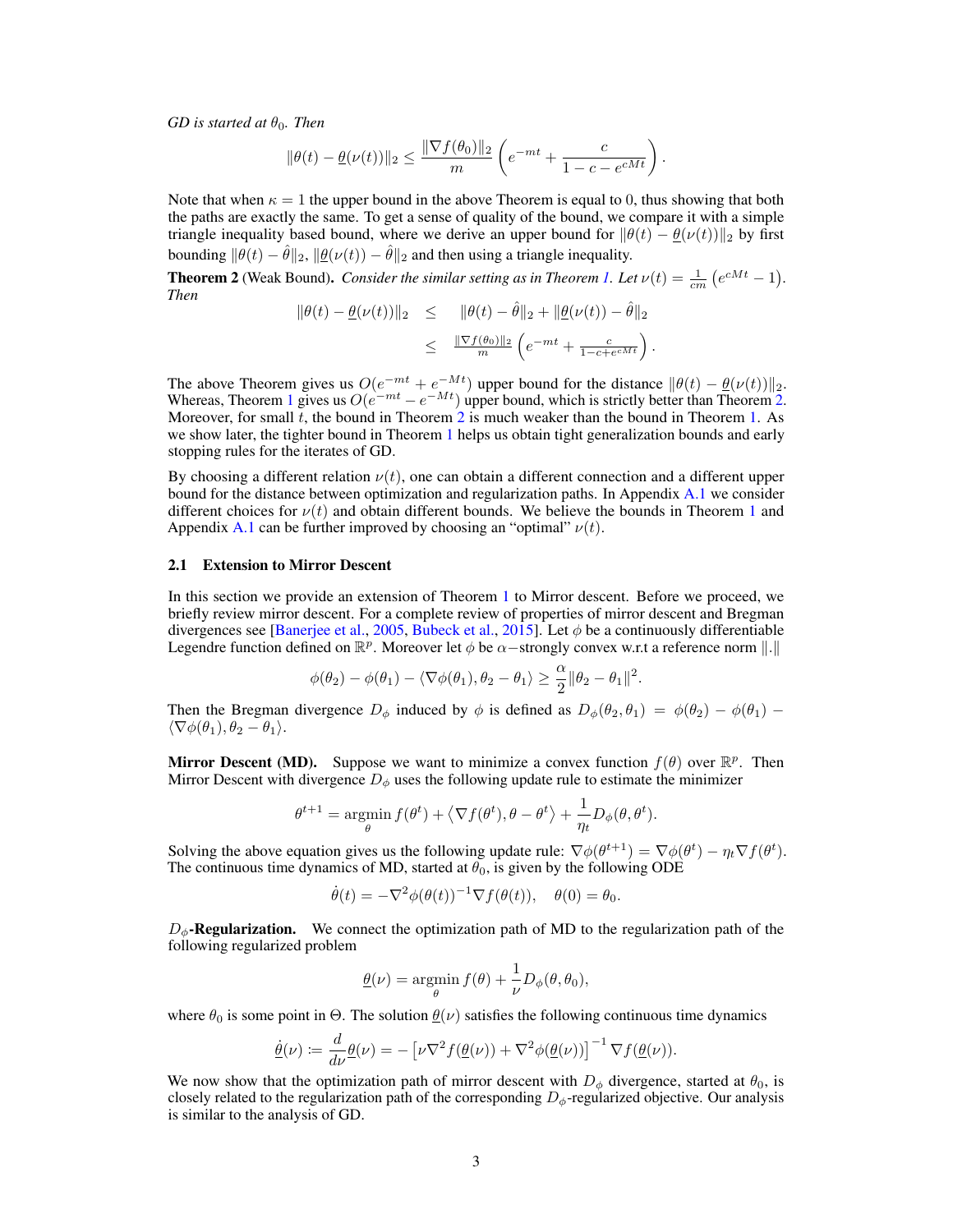*GD is started at $\theta_0$. Then*

$$\|\theta(t) - \underline{\theta}(\nu(t))\|_2 \leq \frac{\|\nabla f(\theta_0)\|_2}{m}\left(e^{-mt} + \frac{c}{1 - c - e^{cMt}}\right).$$

Note that when $\kappa = 1$ the upper bound in the above Theorem is equal to 0, thus showing that both the paths are exactly the same. To get a sense of quality of the bound, we compare it with a simple triangle inequality based bound, where we derive an upper bound for $\|\theta(t) - \underline{\theta}(\nu(t))\|_2$ by first bounding $\|\theta(t) - \hat{\theta}\|_2$, $\|\underline{\theta}(\nu(t)) - \hat{\theta}\|_2$ and then using a triangle inequality.

**Theorem 2** (Weak Bound)**.** *Consider the similar setting as in Theorem 1. Let $\nu(t) = \frac{1}{cm}\left(e^{cMt} - 1\right)$. Then*

$$\begin{aligned}\|\theta(t) - \underline{\theta}(\nu(t))\|_2 &\leq \|\theta(t) - \hat{\theta}\|_2 + \|\underline{\theta}(\nu(t)) - \hat{\theta}\|_2 \\ &\leq \frac{\|\nabla f(\theta_0)\|_2}{m}\left(e^{-mt} + \frac{c}{1-c+e^{cMt}}\right).\end{aligned}$$

The above Theorem gives us $O(e^{-mt} + e^{-Mt})$ upper bound for the distance $\|\theta(t) - \underline{\theta}(\nu(t))\|_2$. Whereas, Theorem 1 gives us $O(e^{-mt} - e^{-Mt})$ upper bound, which is strictly better than Theorem 2. Moreover, for small $t$, the bound in Theorem 2 is much weaker than the bound in Theorem 1. As we show later, the tighter bound in Theorem 1 helps us obtain tight generalization bounds and early stopping rules for the iterates of GD.

By choosing a different relation $\nu(t)$, one can obtain a different connection and a different upper bound for the distance between optimization and regularization paths. In Appendix A.1 we consider different choices for $\nu(t)$ and obtain different bounds. We believe the bounds in Theorem 1 and Appendix A.1 can be further improved by choosing an "optimal" $\nu(t)$.

### 2.1 Extension to Mirror Descent

In this section we provide an extension of Theorem 1 to Mirror descent. Before we proceed, we briefly review mirror descent. For a complete review of properties of mirror descent and Bregman divergences see [Banerjee et al., 2005, Bubeck et al., 2015]. Let $\phi$ be a continuously differentiable Legendre function defined on $\mathbb{R}^p$. Moreover let $\phi$ be $\alpha-$strongly convex w.r.t a reference norm $\|.\|$

$$\phi(\theta_2) - \phi(\theta_1) - \langle \nabla\phi(\theta_1), \theta_2 - \theta_1\rangle \geq \frac{\alpha}{2}\|\theta_2 - \theta_1\|^2.$$

Then the Bregman divergence $D_\phi$ induced by $\phi$ is defined as $D_\phi(\theta_2, \theta_1) = \phi(\theta_2) - \phi(\theta_1) - \langle \nabla\phi(\theta_1), \theta_2 - \theta_1\rangle$.

**Mirror Descent (MD).** Suppose we want to minimize a convex function $f(\theta)$ over $\mathbb{R}^p$. Then Mirror Descent with divergence $D_\phi$ uses the following update rule to estimate the minimizer

$$\theta^{t+1} = \operatorname*{argmin}_{\theta} f(\theta^t) + \left\langle \nabla f(\theta^t), \theta - \theta^t\right\rangle + \frac{1}{\eta_t} D_\phi(\theta, \theta^t).$$

Solving the above equation gives us the following update rule: $\nabla\phi(\theta^{t+1}) = \nabla\phi(\theta^t) - \eta_t \nabla f(\theta^t)$. The continuous time dynamics of MD, started at $\theta_0$, is given by the following ODE

$$\dot{\theta}(t) = -\nabla^2\phi(\theta(t))^{-1}\nabla f(\theta(t)), \quad \theta(0) = \theta_0.$$

**$D_\phi$-Regularization.** We connect the optimization path of MD to the regularization path of the following regularized problem

$$\underline{\theta}(\nu) = \operatorname*{argmin}_{\theta} f(\theta) + \frac{1}{\nu} D_\phi(\theta, \theta_0),$$

where $\theta_0$ is some point in $\Theta$. The solution $\underline{\theta}(\nu)$ satisfies the following continuous time dynamics

$$\dot{\underline{\theta}}(\nu) \coloneqq \frac{d}{d\nu}\underline{\theta}(\nu) = -\left[\nu\nabla^2 f(\underline{\theta}(\nu)) + \nabla^2\phi(\underline{\theta}(\nu))\right]^{-1}\nabla f(\underline{\theta}(\nu)).$$

We now show that the optimization path of mirror descent with $D_\phi$ divergence, started at $\theta_0$, is closely related to the regularization path of the corresponding $D_\phi$-regularized objective. Our analysis is similar to the analysis of GD.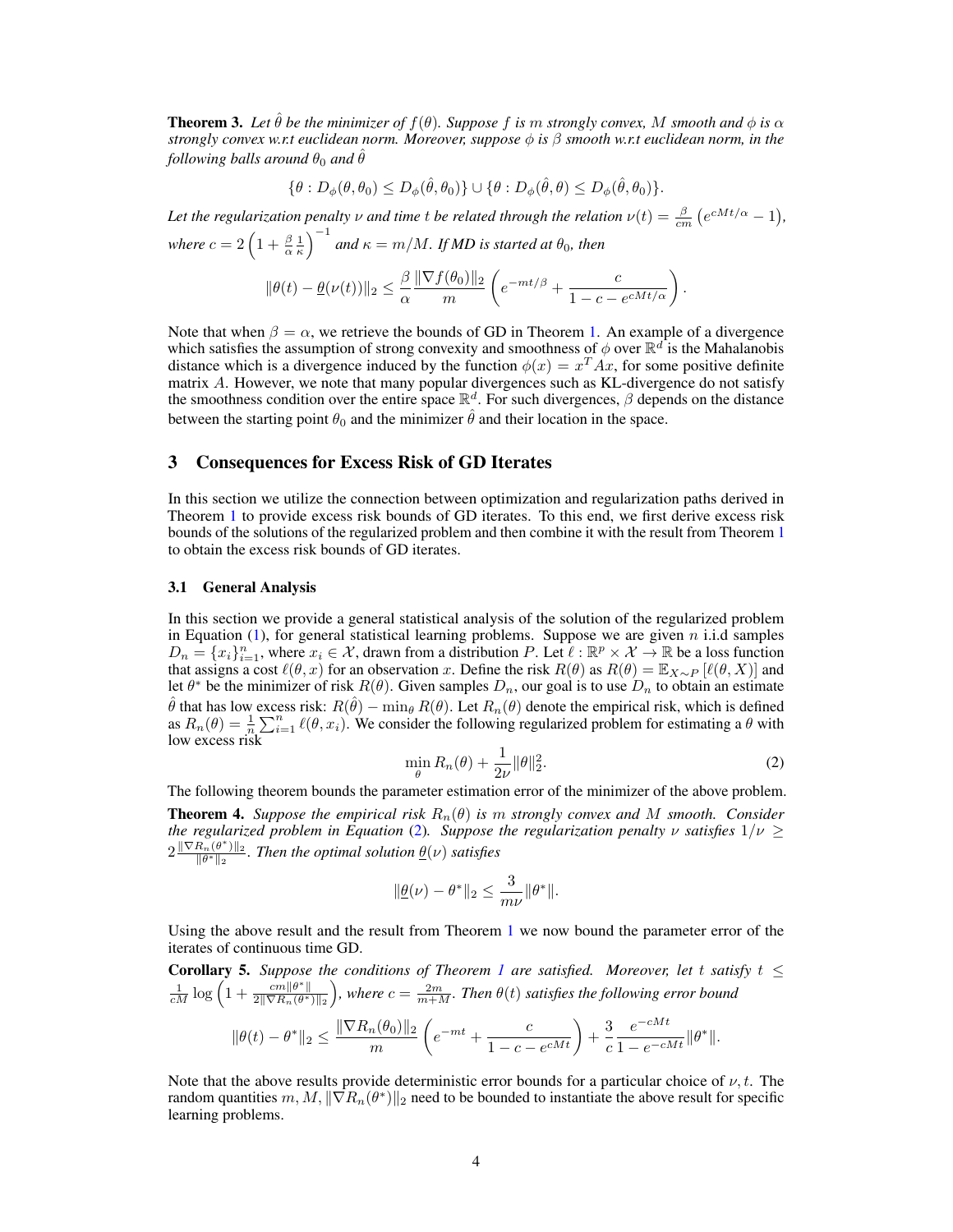**Theorem 3.** *Let $\hat{\theta}$ be the minimizer of $f(\theta)$. Suppose $f$ is $m$ strongly convex, $M$ smooth and $\phi$ is $\alpha$ strongly convex w.r.t euclidean norm. Moreover, suppose $\phi$ is $\beta$ smooth w.r.t euclidean norm, in the following balls around $\theta_0$ and $\hat{\theta}$*

$$\{\theta : D_\phi(\theta, \theta_0) \leq D_\phi(\hat{\theta}, \theta_0)\} \cup \{\theta : D_\phi(\hat{\theta}, \theta) \leq D_\phi(\hat{\theta}, \theta_0)\}.$$

*Let the regularization penalty $\nu$ and time $t$ be related through the relation $\nu(t) = \frac{\beta}{cm}\left(e^{cMt/\alpha} - 1\right)$, where $c = 2\left(1 + \frac{\beta}{\alpha}\frac{1}{\kappa}\right)^{-1}$ and $\kappa = m/M$. If MD is started at $\theta_0$, then*

$$\|\theta(t) - \underline{\theta}(\nu(t))\|_2 \leq \frac{\beta}{\alpha}\frac{\|\nabla f(\theta_0)\|_2}{m}\left(e^{-mt/\beta} + \frac{c}{1 - c - e^{cMt/\alpha}}\right).$$

Note that when $\beta = \alpha$, we retrieve the bounds of GD in Theorem 1. An example of a divergence which satisfies the assumption of strong convexity and smoothness of $\phi$ over $\mathbb{R}^d$ is the Mahalanobis distance which is a divergence induced by the function $\phi(x) = x^T A x$, for some positive definite matrix $A$. However, we note that many popular divergences such as KL-divergence do not satisfy the smoothness condition over the entire space $\mathbb{R}^d$. For such divergences, $\beta$ depends on the distance between the starting point $\theta_0$ and the minimizer $\hat{\theta}$ and their location in the space.

# 3 Consequences for Excess Risk of GD Iterates

In this section we utilize the connection between optimization and regularization paths derived in Theorem 1 to provide excess risk bounds of GD iterates. To this end, we first derive excess risk bounds of the solutions of the regularized problem and then combine it with the result from Theorem 1 to obtain the excess risk bounds of GD iterates.

## 3.1 General Analysis

In this section we provide a general statistical analysis of the solution of the regularized problem in Equation (1), for general statistical learning problems. Suppose we are given $n$ i.i.d samples $D_n = \{x_i\}_{i=1}^n$, where $x_i \in \mathcal{X}$, drawn from a distribution $P$. Let $\ell : \mathbb{R}^p \times \mathcal{X} \to \mathbb{R}$ be a loss function that assigns a cost $\ell(\theta, x)$ for an observation $x$. Define the risk $R(\theta)$ as $R(\theta) = \mathbb{E}_{X \sim P}\left[\ell(\theta, X)\right]$ and let $\theta^*$ be the minimizer of risk $R(\theta)$. Given samples $D_n$, our goal is to use $D_n$ to obtain an estimate $\hat{\theta}$ that has low excess risk: $R(\hat{\theta}) - \min_\theta R(\theta)$. Let $R_n(\theta)$ denote the empirical risk, which is defined as $R_n(\theta) = \frac{1}{n}\sum_{i=1}^n \ell(\theta, x_i)$. We consider the following regularized problem for estimating a $\theta$ with low excess risk

$$\min_\theta R_n(\theta) + \frac{1}{2\nu}\|\theta\|_2^2. \tag{2}$$

The following theorem bounds the parameter estimation error of the minimizer of the above problem.

**Theorem 4.** *Suppose the empirical risk $R_n(\theta)$ is $m$ strongly convex and $M$ smooth. Consider the regularized problem in Equation (2). Suppose the regularization penalty $\nu$ satisfies $1/\nu \geq 2\frac{\|\nabla R_n(\theta^*)\|_2}{\|\theta^*\|_2}$. Then the optimal solution $\underline{\theta}(\nu)$ satisfies*

$$\|\underline{\theta}(\nu) - \theta^*\|_2 \leq \frac{3}{m\nu}\|\theta^*\|.$$

Using the above result and the result from Theorem 1 we now bound the parameter error of the iterates of continuous time GD.

**Corollary 5.** *Suppose the conditions of Theorem 1 are satisfied. Moreover, let $t$ satisfy $t \leq \frac{1}{cM}\log\left(1 + \frac{cm\|\theta^*\|}{2\|\nabla R_n(\theta^*)\|_2}\right)$, where $c = \frac{2m}{m+M}$. Then $\theta(t)$ satisfies the following error bound*

$$\|\theta(t) - \theta^*\|_2 \leq \frac{\|\nabla R_n(\theta_0)\|_2}{m}\left(e^{-mt} + \frac{c}{1 - c - e^{cMt}}\right) + \frac{3}{c}\frac{e^{-cMt}}{1 - e^{-cMt}}\|\theta^*\|.$$

Note that the above results provide deterministic error bounds for a particular choice of $\nu, t$. The random quantities $m, M, \|\nabla R_n(\theta^*)\|_2$ need to be bounded to instantiate the above result for specific learning problems.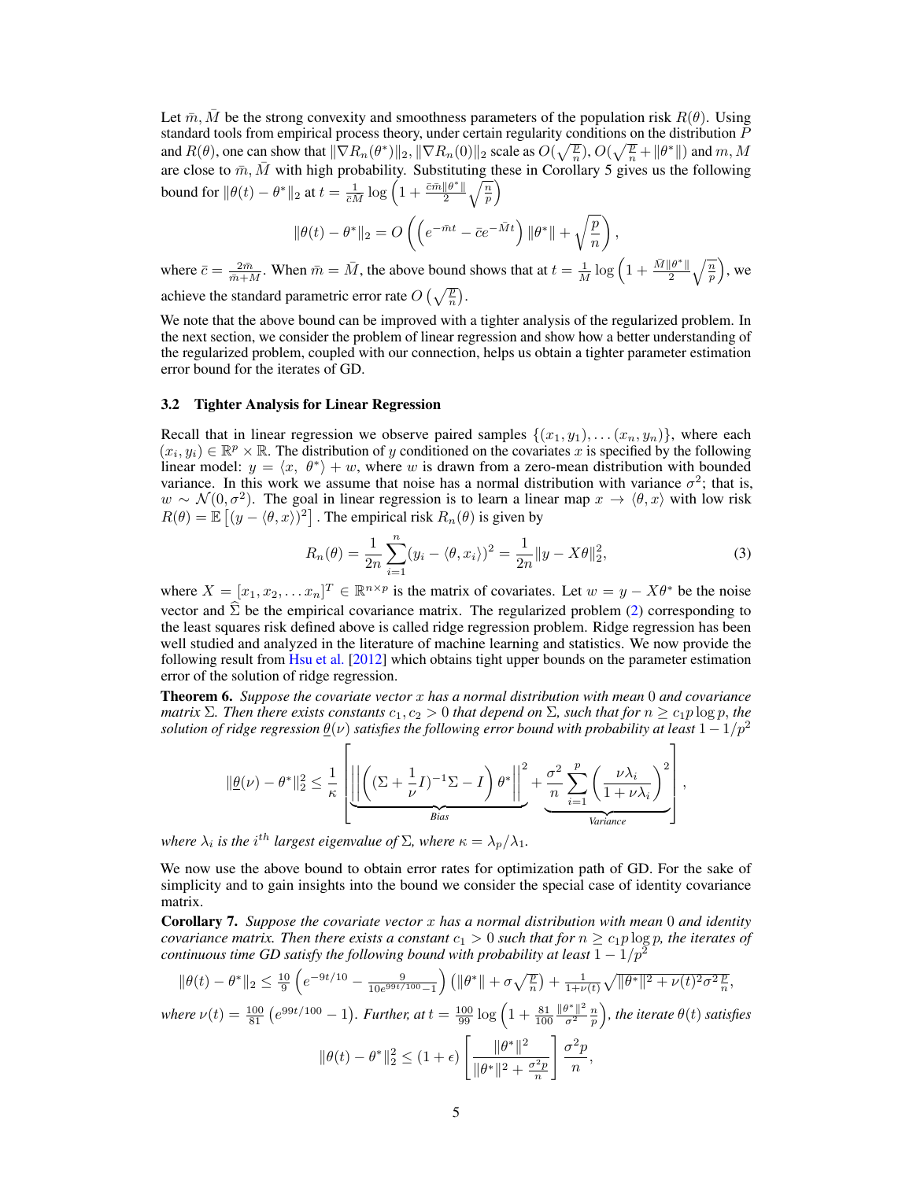Let $\bar{m}, \bar{M}$ be the strong convexity and smoothness parameters of the population risk $R(\theta)$. Using standard tools from empirical process theory, under certain regularity conditions on the distribution $P$ and $R(\theta)$, one can show that $\|\nabla R_n(\theta^*)\|_2, \|\nabla R_n(0)\|_2$ scale as $O(\sqrt{\frac{p}{n}})$, $O(\sqrt{\frac{p}{n}} + \|\theta^*\|)$ and $m, M$ are close to $\bar{m}, \bar{M}$ with high probability. Substituting these in Corollary 5 gives us the following bound for $\|\theta(t) - \theta^*\|_2$ at $t = \frac{1}{\bar{c}\bar{M}} \log\left(1 + \frac{\bar{c}\bar{m}\|\theta^*\|}{2}\sqrt{\frac{n}{p}}\right)$

$$\|\theta(t) - \theta^*\|_2 = O\left(\left(e^{-\bar{m}t} - \bar{c}e^{-\bar{M}t}\right)\|\theta^*\| + \sqrt{\frac{p}{n}}\right),$$

where $\bar{c} = \frac{2\bar{m}}{\bar{m}+M}$. When $\bar{m} = \bar{M}$, the above bound shows that at $t = \frac{1}{\bar{M}} \log\left(1 + \frac{\bar{M}\|\theta^*\|}{2}\sqrt{\frac{n}{p}}\right)$, we achieve the standard parametric error rate $O\left(\sqrt{\frac{p}{n}}\right)$.

We note that the above bound can be improved with a tighter analysis of the regularized problem. In the next section, we consider the problem of linear regression and show how a better understanding of the regularized problem, coupled with our connection, helps us obtain a tighter parameter estimation error bound for the iterates of GD.

### 3.2 Tighter Analysis for Linear Regression

Recall that in linear regression we observe paired samples $\{(x_1, y_1), \ldots (x_n, y_n)\}$, where each $(x_i, y_i) \in \mathbb{R}^p \times \mathbb{R}$. The distribution of $y$ conditioned on the covariates $x$ is specified by the following linear model: $y = \langle x,\ \theta^*\rangle + w$, where $w$ is drawn from a zero-mean distribution with bounded variance. In this work we assume that noise has a normal distribution with variance $\sigma^2$; that is, $w \sim \mathcal{N}(0, \sigma^2)$. The goal in linear regression is to learn a linear map $x \rightarrow \langle \theta, x\rangle$ with low risk $R(\theta) = \mathbb{E}\left[(y - \langle\theta, x\rangle)^2\right]$. The empirical risk $R_n(\theta)$ is given by

$$R_n(\theta) = \frac{1}{2n}\sum_{i=1}^{n}(y_i - \langle\theta, x_i\rangle)^2 = \frac{1}{2n}\|y - X\theta\|_2^2, \tag{3}$$

where $X = [x_1, x_2, \ldots x_n]^T \in \mathbb{R}^{n \times p}$ is the matrix of covariates. Let $w = y - X\theta^*$ be the noise vector and $\widehat{\Sigma}$ be the empirical covariance matrix. The regularized problem (2) corresponding to the least squares risk defined above is called ridge regression problem. Ridge regression has been well studied and analyzed in the literature of machine learning and statistics. We now provide the following result from Hsu et al. [2012] which obtains tight upper bounds on the parameter estimation error of the solution of ridge regression.

**Theorem 6.** *Suppose the covariate vector $x$ has a normal distribution with mean 0 and covariance matrix $\Sigma$. Then there exists constants $c_1, c_2 > 0$ that depend on $\Sigma$, such that for $n \geq c_1 p \log p$, the solution of ridge regression $\underline{\theta}(\nu)$ satisfies the following error bound with probability at least $1 - 1/p^2$*

$$\|\underline{\theta}(\nu) - \theta^*\|_2^2 \leq \frac{1}{\kappa}\left[\underbrace{\left|\left|\left((\Sigma + \frac{1}{\nu}I)^{-1}\Sigma - I\right)\theta^*\right|\right|^2}_{\textit{Bias}} + \underbrace{\frac{\sigma^2}{n}\sum_{i=1}^{p}\left(\frac{\nu\lambda_i}{1+\nu\lambda_i}\right)^2}_{\textit{Variance}}\right],$$

*where $\lambda_i$ is the $i^{th}$ largest eigenvalue of $\Sigma$, where $\kappa = \lambda_p/\lambda_1$.*

We now use the above bound to obtain error rates for optimization path of GD. For the sake of simplicity and to gain insights into the bound we consider the special case of identity covariance matrix.

**Corollary 7.** *Suppose the covariate vector $x$ has a normal distribution with mean 0 and identity covariance matrix. Then there exists a constant $c_1 > 0$ such that for $n \geq c_1 p \log p$, the iterates of continuous time GD satisfy the following bound with probability at least $1 - 1/p^2$*

$$\|\theta(t) - \theta^*\|_2 \leq \tfrac{10}{9}\left(e^{-9t/10} - \tfrac{9}{10e^{99t/100}-1}\right)\left(\|\theta^*\| + \sigma\sqrt{\tfrac{p}{n}}\right) + \tfrac{1}{1+\nu(t)}\sqrt{\|\theta^*\|^2 + \nu(t)^2\sigma^2\tfrac{p}{n}},$$

*where $\nu(t) = \frac{100}{81}\left(e^{99t/100} - 1\right)$. Further, at $t = \frac{100}{99}\log\left(1 + \frac{81}{100}\frac{\|\theta^*\|^2}{\sigma^2}\frac{n}{p}\right)$, the iterate $\theta(t)$ satisfies*

$$\|\theta(t) - \theta^*\|_2^2 \leq (1+\epsilon)\left[\frac{\|\theta^*\|^2}{\|\theta^*\|^2 + \frac{\sigma^2 p}{n}}\right]\frac{\sigma^2 p}{n},$$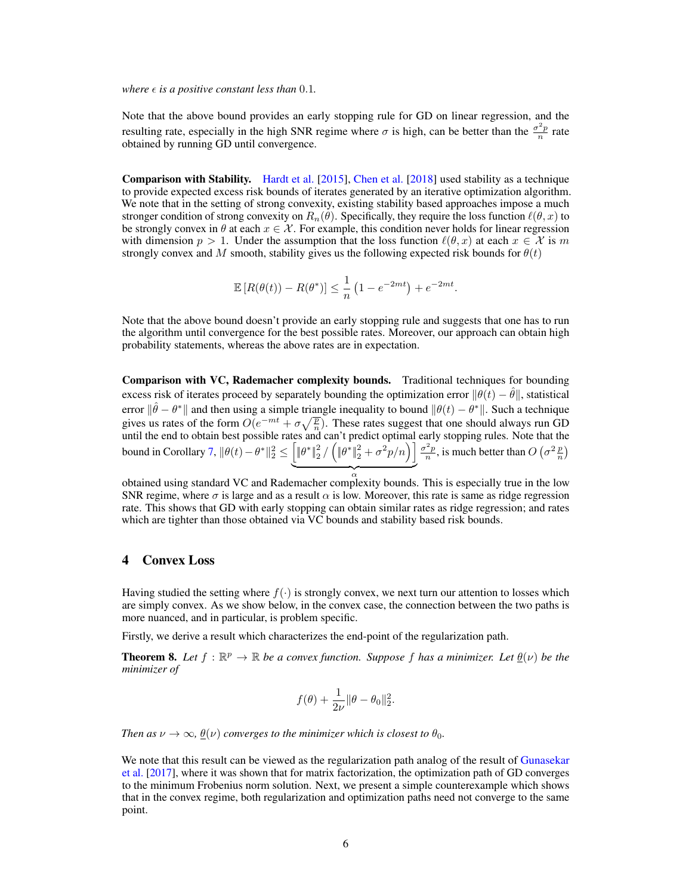*where $\epsilon$ is a positive constant less than 0.1.*

Note that the above bound provides an early stopping rule for GD on linear regression, and the resulting rate, especially in the high SNR regime where $\sigma$ is high, can be better than the $\frac{\sigma^2 p}{n}$ rate obtained by running GD until convergence.

**Comparison with Stability.** Hardt et al. [2015], Chen et al. [2018] used stability as a technique to provide expected excess risk bounds of iterates generated by an iterative optimization algorithm. We note that in the setting of strong convexity, existing stability based approaches impose a much stronger condition of strong convexity on $R_n(\theta)$. Specifically, they require the loss function $\ell(\theta, x)$ to be strongly convex in $\theta$ at each $x \in \mathcal{X}$. For example, this condition never holds for linear regression with dimension $p > 1$. Under the assumption that the loss function $\ell(\theta, x)$ at each $x \in \mathcal{X}$ is $m$ strongly convex and $M$ smooth, stability gives us the following expected risk bounds for $\theta(t)$

$$\mathbb{E}\left[R(\theta(t)) - R(\theta^*)\right] \le \frac{1}{n}\left(1 - e^{-2mt}\right) + e^{-2mt}.$$

Note that the above bound doesn't provide an early stopping rule and suggests that one has to run the algorithm until convergence for the best possible rates. Moreover, our approach can obtain high probability statements, whereas the above rates are in expectation.

**Comparison with VC, Rademacher complexity bounds.** Traditional techniques for bounding excess risk of iterates proceed by separately bounding the optimization error $\|\theta(t) - \hat{\theta}\|$, statistical error $\|\hat{\theta} - \theta^*\|$ and then using a simple triangle inequality to bound $\|\theta(t) - \theta^*\|$. Such a technique gives us rates of the form $O(e^{-mt} + \sigma\sqrt{\frac{p}{n}})$. These rates suggest that one should always run GD until the end to obtain best possible rates and can't predict optimal early stopping rules. Note that the bound in Corollary 7, $\|\theta(t) - \theta^*\|_2^2 \le \underbrace{\left[\|\theta^*\|_2^2 / \left(\|\theta^*\|_2^2 + \sigma^2 p/n\right)\right]}_{\alpha} \frac{\sigma^2 p}{n}$, is much better than $O\left(\sigma^2 \frac{p}{n}\right)$ obtained using standard VC and Rademacher complexity bounds. This is especially true in the low SNR regime, where $\sigma$ is large and as a result $\alpha$ is low. Moreover, this rate is same as ridge regression rate. This shows that GD with early stopping can obtain similar rates as ridge regression; and rates which are tighter than those obtained via VC bounds and stability based risk bounds.

## 4 Convex Loss

Having studied the setting where $f(\cdot)$ is strongly convex, we next turn our attention to losses which are simply convex. As we show below, in the convex case, the connection between the two paths is more nuanced, and in particular, is problem specific.

Firstly, we derive a result which characterizes the end-point of the regularization path.

**Theorem 8.** *Let $f : \mathbb{R}^p \to \mathbb{R}$ be a convex function. Suppose $f$ has a minimizer. Let $\underline{\theta}(\nu)$ be the minimizer of*

$$f(\theta) + \frac{1}{2\nu}\|\theta - \theta_0\|_2^2.$$

*Then as $\nu \to \infty$, $\underline{\theta}(\nu)$ converges to the minimizer which is closest to $\theta_0$.*

We note that this result can be viewed as the regularization path analog of the result of Gunasekar et al. [2017], where it was shown that for matrix factorization, the optimization path of GD converges to the minimum Frobenius norm solution. Next, we present a simple counterexample which shows that in the convex regime, both regularization and optimization paths need not converge to the same point.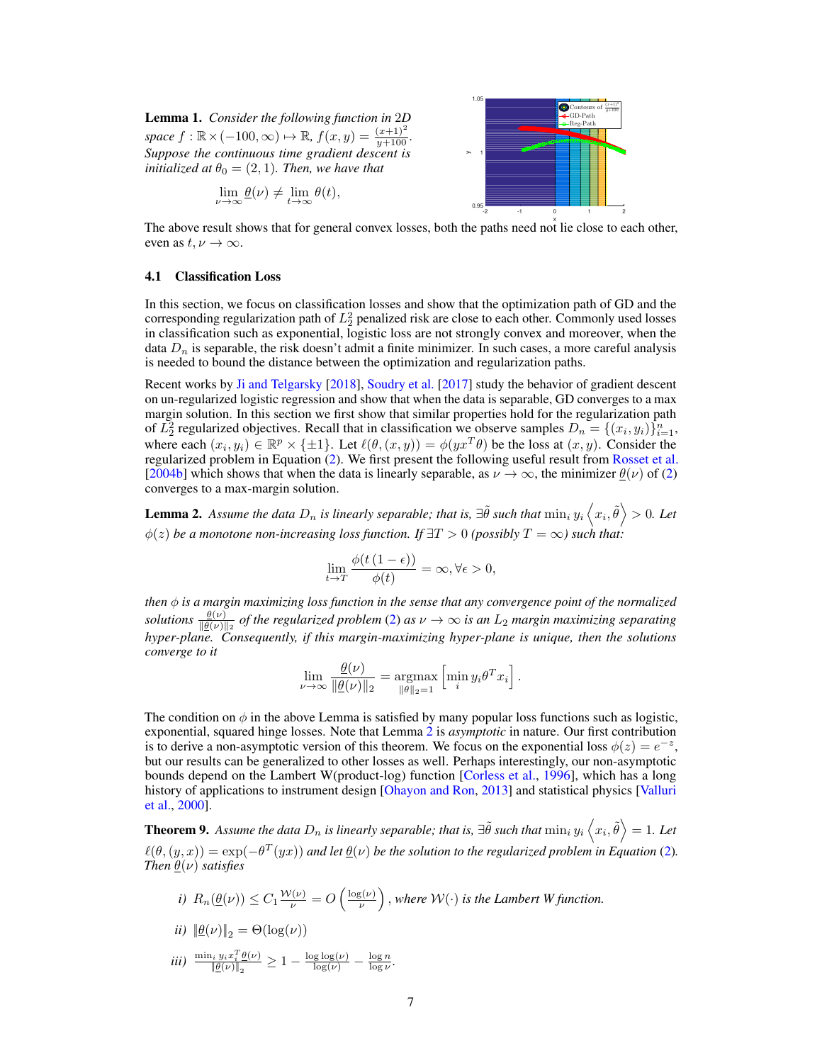**Lemma 1.** *Consider the following function in 2D space $f : \mathbb{R} \times (-100, \infty) \mapsto \mathbb{R}$, $f(x, y) = \frac{(x+1)^2}{y+100}$. Suppose the continuous time gradient descent is initialized at $\theta_0 = (2, 1)$. Then, we have that*

$$\lim_{\nu \to \infty} \underline{\theta}(\nu) \neq \lim_{t \to \infty} \theta(t),$$

1.05
1
0.95
-2
-1
0
1
2
x
y
Contours of $\frac{(x+1)^2}{y+100}$
GD-Path
Reg-Path

The above result shows that for general convex losses, both the paths need not lie close to each other, even as $t, \nu \to \infty$.

### 4.1 Classification Loss

In this section, we focus on classification losses and show that the optimization path of GD and the corresponding regularization path of $L_2^2$ penalized risk are close to each other. Commonly used losses in classification such as exponential, logistic loss are not strongly convex and moreover, when the data $D_n$ is separable, the risk doesn't admit a finite minimizer. In such cases, a more careful analysis is needed to bound the distance between the optimization and regularization paths.

Recent works by Ji and Telgarsky [2018], Soudry et al. [2017] study the behavior of gradient descent on un-regularized logistic regression and show that when the data is separable, GD converges to a max margin solution. In this section we first show that similar properties hold for the regularization path of $L_2^2$ regularized objectives. Recall that in classification we observe samples $D_n = \{(x_i, y_i)\}_{i=1}^n$, where each $(x_i, y_i) \in \mathbb{R}^p \times \{\pm 1\}$. Let $\ell(\theta, (x, y)) = \phi(yx^T\theta)$ be the loss at $(x, y)$. Consider the regularized problem in Equation (2). We first present the following useful result from Rosset et al. [2004b] which shows that when the data is linearly separable, as $\nu \to \infty$, the minimizer $\underline{\theta}(\nu)$ of (2) converges to a max-margin solution.

**Lemma 2.** *Assume the data $D_n$ is linearly separable; that is, $\exists \tilde{\theta}$ such that $\min_i y_i \left\langle x_i, \tilde{\theta} \right\rangle > 0$. Let $\phi(z)$ be a monotone non-increasing loss function. If $\exists T > 0$ (possibly $T = \infty$) such that:*

$$\lim_{t \to T} \frac{\phi(t\,(1-\epsilon))}{\phi(t)} = \infty, \forall \epsilon > 0,$$

*then $\phi$ is a margin maximizing loss function in the sense that any convergence point of the normalized solutions $\frac{\underline{\theta}(\nu)}{\|\underline{\theta}(\nu)\|_2}$ of the regularized problem (2) as $\nu \to \infty$ is an $L_2$ margin maximizing separating hyper-plane. Consequently, if this margin-maximizing hyper-plane is unique, then the solutions converge to it*

$$\lim_{\nu \to \infty} \frac{\underline{\theta}(\nu)}{\|\underline{\theta}(\nu)\|_2} = \operatorname*{argmax}_{\|\theta\|_2 = 1} \left[\min_i y_i \theta^T x_i\right].$$

The condition on $\phi$ in the above Lemma is satisfied by many popular loss functions such as logistic, exponential, squared hinge losses. Note that Lemma 2 is *asymptotic* in nature. Our first contribution is to derive a non-asymptotic version of this theorem. We focus on the exponential loss $\phi(z) = e^{-z}$, but our results can be generalized to other losses as well. Perhaps interestingly, our non-asymptotic bounds depend on the Lambert W(product-log) function [Corless et al., 1996], which has a long history of applications to instrument design [Ohayon and Ron, 2013] and statistical physics [Valluri et al., 2000].

**Theorem 9.** *Assume the data $D_n$ is linearly separable; that is, $\exists \tilde{\theta}$ such that $\min_i y_i \left\langle x_i, \tilde{\theta} \right\rangle = 1$. Let $\ell(\theta, (y, x)) = \exp(-\theta^T(yx))$ and let $\underline{\theta}(\nu)$ be the solution to the regularized problem in Equation (2). Then $\underline{\theta}(\nu)$ satisfies*

*i)* $R_n(\underline{\theta}(\nu)) \leq C_1 \frac{\mathcal{W}(\nu)}{\nu} = O\left(\frac{\log(\nu)}{\nu}\right)$, *where $\mathcal{W}(\cdot)$ is the Lambert W function.*

*ii)* $\|\underline{\theta}(\nu)\|_2 = \Theta(\log(\nu))$

*iii)* $\frac{\min_i y_i x_i^T \underline{\theta}(\nu)}{\|\underline{\theta}(\nu)\|_2} \geq 1 - \frac{\log\log(\nu)}{\log(\nu)} - \frac{\log n}{\log \nu}$.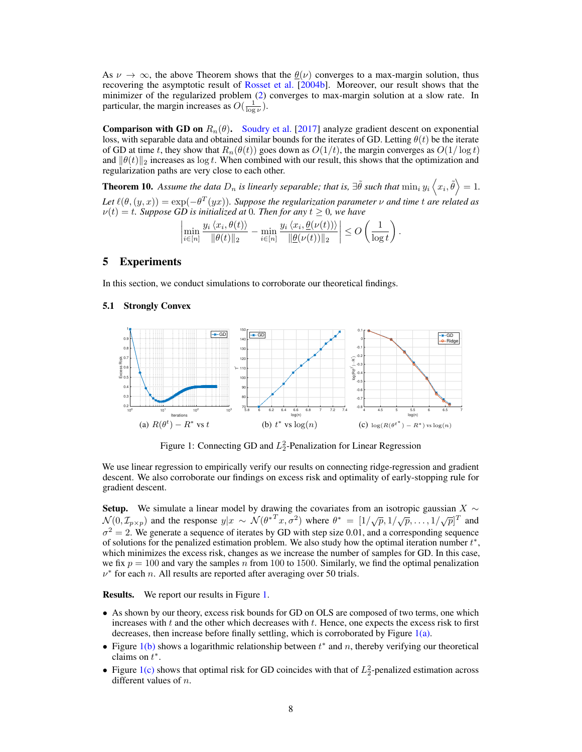As $\nu \to \infty$, the above Theorem shows that the $\underline{\theta}(\nu)$ converges to a max-margin solution, thus recovering the asymptotic result of Rosset et al. [2004b]. Moreover, our result shows that the minimizer of the regularized problem (2) converges to max-margin solution at a slow rate. In particular, the margin increases as $O(\frac{1}{\log \nu})$.

**Comparison with GD on $R_n(\theta)$.** Soudry et al. [2017] analyze gradient descent on exponential loss, with separable data and obtained similar bounds for the iterates of GD. Letting $\theta(t)$ be the iterate of GD at time $t$, they show that $R_n(\theta(t))$ goes down as $O(1/t)$, the margin converges as $O(1/\log t)$ and $\|\theta(t)\|_2$ increases as $\log t$. When combined with our result, this shows that the optimization and regularization paths are very close to each other.

**Theorem 10.** *Assume the data $D_n$ is linearly separable; that is, $\exists \tilde{\theta}$ such that $\min_i y_i \left\langle x_i, \tilde{\theta} \right\rangle = 1$. Let $\ell(\theta, (y, x)) = \exp(-\theta^T(yx))$. Suppose the regularization parameter $\nu$ and time $t$ are related as $\nu(t) = t$. Suppose GD is initialized at 0. Then for any $t \geq 0$, we have*

$$\left| \min_{i \in [n]} \frac{y_i \langle x_i, \theta(t) \rangle}{\|\theta(t)\|_2} - \min_{i \in [n]} \frac{y_i \langle x_i, \underline{\theta}(\nu(t)) \rangle}{\|\underline{\theta}(\nu(t))\|_2} \right| \leq O\left( \frac{1}{\log t} \right).$$

## 5 Experiments

In this section, we conduct simulations to corroborate our theoretical findings.

### 5.1 Strongly Convex

(a) $R(\theta^t) - R^*$ vs $t$
(b) $t^*$ vs $\log(n)$
(c) $\log(R(\theta^{t^*}) - R^*)$ vs $\log(n)$

Figure 1: Connecting GD and $L_2^2$-Penalization for Linear Regression

We use linear regression to empirically verify our results on connecting ridge-regression and gradient descent. We also corroborate our findings on excess risk and optimality of early-stopping rule for gradient descent.

**Setup.** We simulate a linear model by drawing the covariates from an isotropic gaussian $X \sim \mathcal{N}(0, \mathcal{I}_{p \times p})$ and the response $y|x \sim \mathcal{N}({\theta^*}^T x, \sigma^2)$ where $\theta^* = [1/\sqrt{p}, 1/\sqrt{p}, \ldots, 1/\sqrt{p}]^T$ and $\sigma^2 = 2$. We generate a sequence of iterates by GD with step size 0.01, and a corresponding sequence of solutions for the penalized estimation problem. We also study how the optimal iteration number $t^*$, which minimizes the excess risk, changes as we increase the number of samples for GD. In this case, we fix $p = 100$ and vary the samples $n$ from 100 to 1500. Similarly, we find the optimal penalization $\nu^*$ for each $n$. All results are reported after averaging over 50 trials.

**Results.** We report our results in Figure 1.

- As shown by our theory, excess risk bounds for GD on OLS are composed of two terms, one which increases with $t$ and the other which decreases with $t$. Hence, one expects the excess risk to first decreases, then increase before finally settling, which is corroborated by Figure 1(a).
- Figure 1(b) shows a logarithmic relationship between $t^*$ and $n$, thereby verifying our theoretical claims on $t^*$.
- Figure 1(c) shows that optimal risk for GD coincides with that of $L_2^2$-penalized estimation across different values of $n$.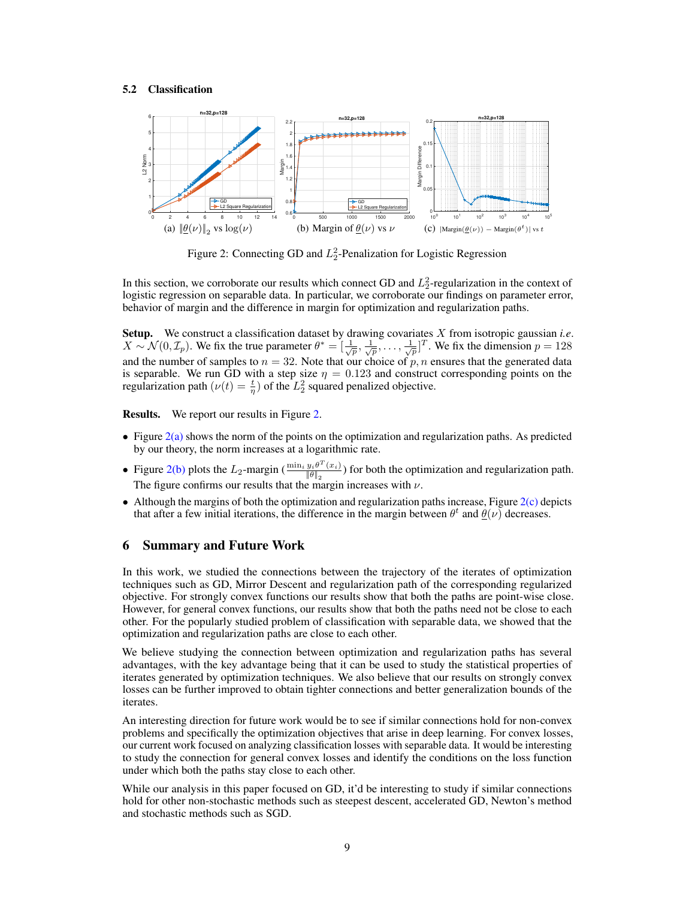### 5.2 Classification

n=32,p=128

L2 Norm

0 1 2 3 4 5 6

0 2 4 6 8 10 12 14

GD

L2 Square Regularization

(a) $\|\underline{\theta}(\nu)\|_2$ vs $\log(\nu)$

n=32,p=128

Margin

0.6 0.8 1 1.2 1.4 1.6 1.8 2 2.2

0 500 1000 1500 2000

GD

L2 Square Regularization

(b) Margin of $\underline{\theta}(\nu)$ vs $\nu$

n=32,p=128

Margin Difference

0 0.05 0.1 0.15 0.2

$10^0$ $10^1$ $10^2$ $10^3$ $10^4$ $10^5$

(c) $|\text{Margin}(\underline{\theta}(\nu)) - \text{Margin}(\theta^t)|$ vs $t$

Figure 2: Connecting GD and $L_2^2$-Penalization for Logistic Regression

In this section, we corroborate our results which connect GD and $L_2^2$-regularization in the context of logistic regression on separable data. In particular, we corroborate our findings on parameter error, behavior of margin and the difference in margin for optimization and regularization paths.

**Setup.** We construct a classification dataset by drawing covariates $X$ from isotropic gaussian *i.e.* $X \sim \mathcal{N}(0, \mathcal{I}_p)$. We fix the true parameter $\theta^* = [\frac{1}{\sqrt{p}}, \frac{1}{\sqrt{p}}, \ldots, \frac{1}{\sqrt{p}}]^T$. We fix the dimension $p = 128$ and the number of samples to $n = 32$. Note that our choice of $p, n$ ensures that the generated data is separable. We run GD with a step size $\eta = 0.123$ and construct corresponding points on the regularization path ($\nu(t) = \frac{t}{\eta}$) of the $L_2^2$ squared penalized objective.

**Results.** We report our results in Figure 2.

- Figure 2(a) shows the norm of the points on the optimization and regularization paths. As predicted by our theory, the norm increases at a logarithmic rate.
- Figure 2(b) plots the $L_2$-margin ($\frac{\min_i y_i \theta^T(x_i)}{\|\theta\|_2}$) for both the optimization and regularization path. The figure confirms our results that the margin increases with $\nu$.
- Although the margins of both the optimization and regularization paths increase, Figure 2(c) depicts that after a few initial iterations, the difference in the margin between $\theta^t$ and $\underline{\theta}(\nu)$ decreases.

## 6 Summary and Future Work

In this work, we studied the connections between the trajectory of the iterates of optimization techniques such as GD, Mirror Descent and regularization path of the corresponding regularized objective. For strongly convex functions our results show that both the paths are point-wise close. However, for general convex functions, our results show that both the paths need not be close to each other. For the popularly studied problem of classification with separable data, we showed that the optimization and regularization paths are close to each other.

We believe studying the connection between optimization and regularization paths has several advantages, with the key advantage being that it can be used to study the statistical properties of iterates generated by optimization techniques. We also believe that our results on strongly convex losses can be further improved to obtain tighter connections and better generalization bounds of the iterates.

An interesting direction for future work would be to see if similar connections hold for non-convex problems and specifically the optimization objectives that arise in deep learning. For convex losses, our current work focused on analyzing classification losses with separable data. It would be interesting to study the connection for general convex losses and identify the conditions on the loss function under which both the paths stay close to each other.

While our analysis in this paper focused on GD, it'd be interesting to study if similar connections hold for other non-stochastic methods such as steepest descent, accelerated GD, Newton's method and stochastic methods such as SGD.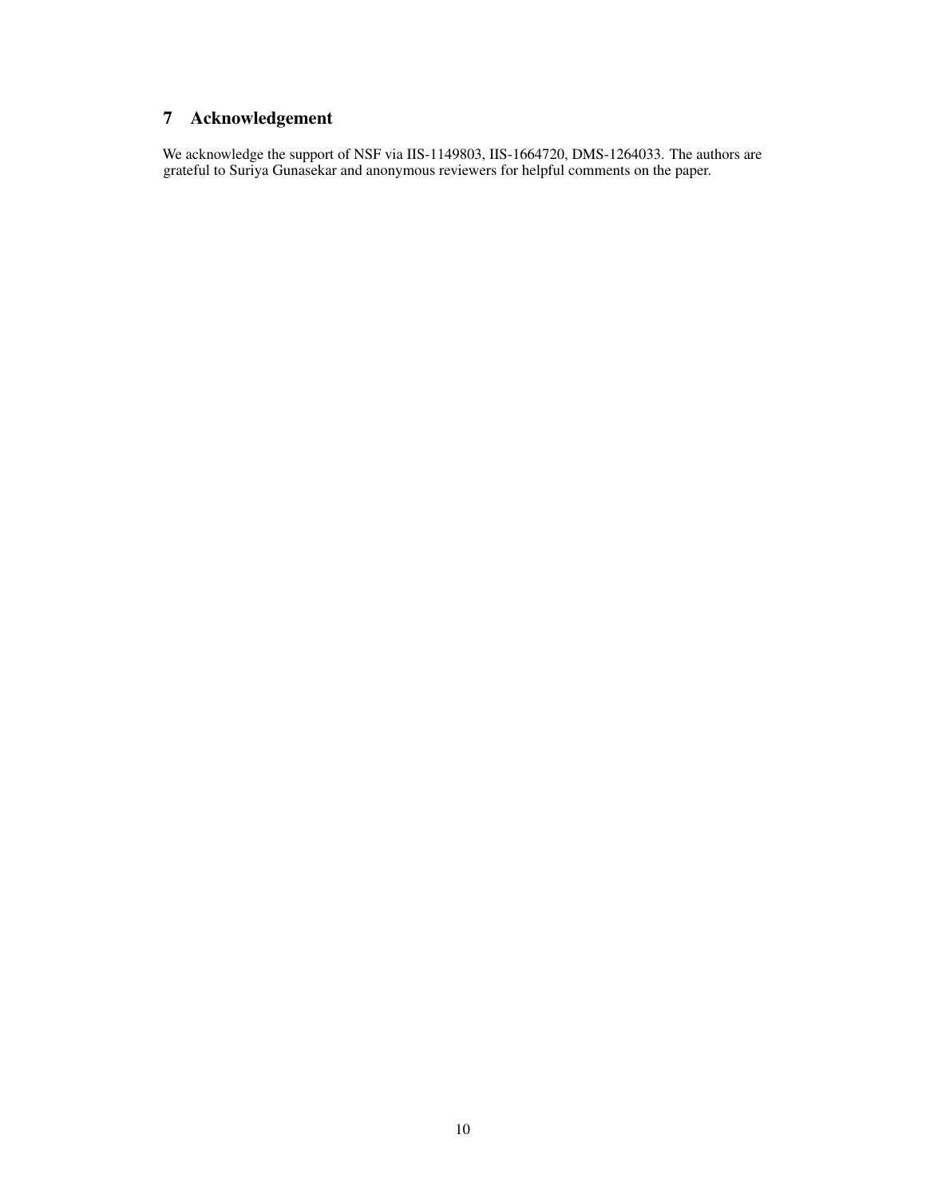## 7 Acknowledgement

We acknowledge the support of NSF via IIS-1149803, IIS-1664720, DMS-1264033. The authors are grateful to Suriya Gunasekar and anonymous reviewers for helpful comments on the paper.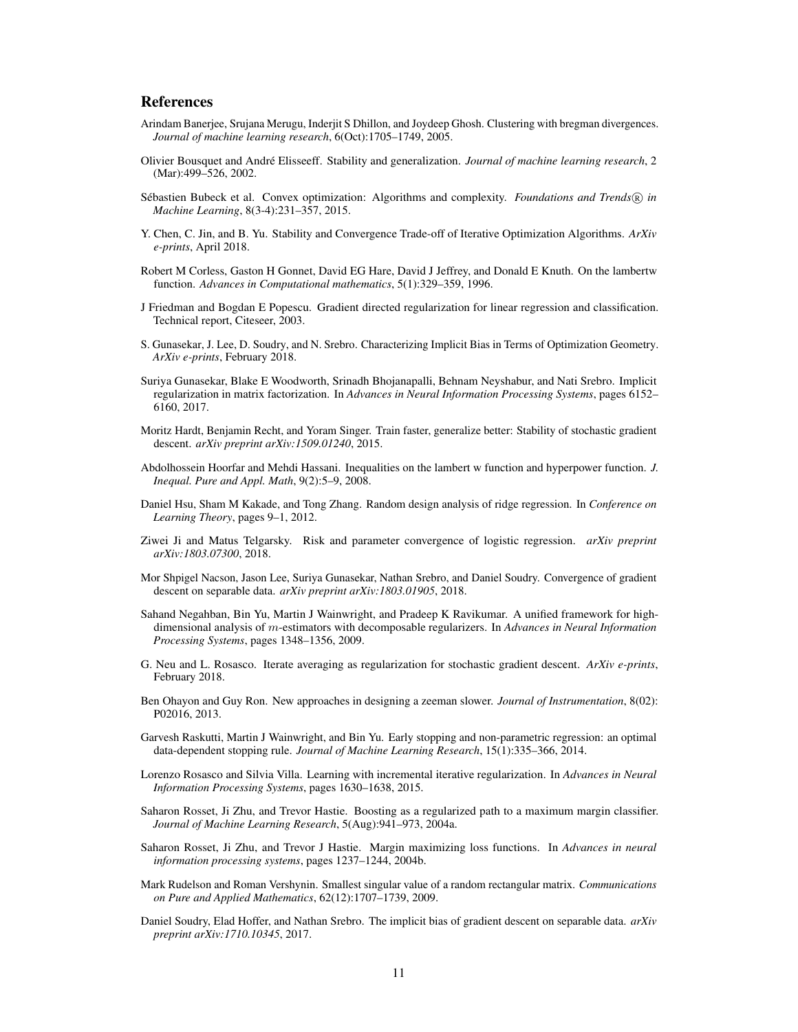## References

Arindam Banerjee, Srujana Merugu, Inderjit S Dhillon, and Joydeep Ghosh. Clustering with bregman divergences. *Journal of machine learning research*, 6(Oct):1705–1749, 2005.

Olivier Bousquet and André Elisseeff. Stability and generalization. *Journal of machine learning research*, 2 (Mar):499–526, 2002.

Sébastien Bubeck et al. Convex optimization: Algorithms and complexity. *Foundations and Trends® in Machine Learning*, 8(3-4):231–357, 2015.

Y. Chen, C. Jin, and B. Yu. Stability and Convergence Trade-off of Iterative Optimization Algorithms. *ArXiv e-prints*, April 2018.

Robert M Corless, Gaston H Gonnet, David EG Hare, David J Jeffrey, and Donald E Knuth. On the lambertw function. *Advances in Computational mathematics*, 5(1):329–359, 1996.

J Friedman and Bogdan E Popescu. Gradient directed regularization for linear regression and classification. Technical report, Citeseer, 2003.

S. Gunasekar, J. Lee, D. Soudry, and N. Srebro. Characterizing Implicit Bias in Terms of Optimization Geometry. *ArXiv e-prints*, February 2018.

Suriya Gunasekar, Blake E Woodworth, Srinadh Bhojanapalli, Behnam Neyshabur, and Nati Srebro. Implicit regularization in matrix factorization. In *Advances in Neural Information Processing Systems*, pages 6152–6160, 2017.

Moritz Hardt, Benjamin Recht, and Yoram Singer. Train faster, generalize better: Stability of stochastic gradient descent. *arXiv preprint arXiv:1509.01240*, 2015.

Abdolhossein Hoorfar and Mehdi Hassani. Inequalities on the lambert w function and hyperpower function. *J. Inequal. Pure and Appl. Math*, 9(2):5–9, 2008.

Daniel Hsu, Sham M Kakade, and Tong Zhang. Random design analysis of ridge regression. In *Conference on Learning Theory*, pages 9–1, 2012.

Ziwei Ji and Matus Telgarsky. Risk and parameter convergence of logistic regression. *arXiv preprint arXiv:1803.07300*, 2018.

Mor Shpigel Nacson, Jason Lee, Suriya Gunasekar, Nathan Srebro, and Daniel Soudry. Convergence of gradient descent on separable data. *arXiv preprint arXiv:1803.01905*, 2018.

Sahand Negahban, Bin Yu, Martin J Wainwright, and Pradeep K Ravikumar. A unified framework for high-dimensional analysis of $m$-estimators with decomposable regularizers. In *Advances in Neural Information Processing Systems*, pages 1348–1356, 2009.

G. Neu and L. Rosasco. Iterate averaging as regularization for stochastic gradient descent. *ArXiv e-prints*, February 2018.

Ben Ohayon and Guy Ron. New approaches in designing a zeeman slower. *Journal of Instrumentation*, 8(02): P02016, 2013.

Garvesh Raskutti, Martin J Wainwright, and Bin Yu. Early stopping and non-parametric regression: an optimal data-dependent stopping rule. *Journal of Machine Learning Research*, 15(1):335–366, 2014.

Lorenzo Rosasco and Silvia Villa. Learning with incremental iterative regularization. In *Advances in Neural Information Processing Systems*, pages 1630–1638, 2015.

Saharon Rosset, Ji Zhu, and Trevor Hastie. Boosting as a regularized path to a maximum margin classifier. *Journal of Machine Learning Research*, 5(Aug):941–973, 2004a.

Saharon Rosset, Ji Zhu, and Trevor J Hastie. Margin maximizing loss functions. In *Advances in neural information processing systems*, pages 1237–1244, 2004b.

Mark Rudelson and Roman Vershynin. Smallest singular value of a random rectangular matrix. *Communications on Pure and Applied Mathematics*, 62(12):1707–1739, 2009.

Daniel Soudry, Elad Hoffer, and Nathan Srebro. The implicit bias of gradient descent on separable data. *arXiv preprint arXiv:1710.10345*, 2017.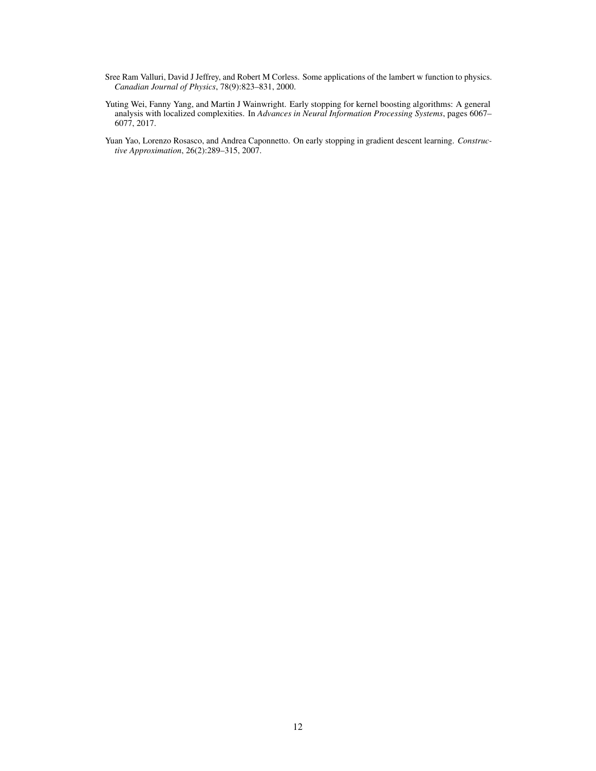Sree Ram Valluri, David J Jeffrey, and Robert M Corless. Some applications of the lambert w function to physics. *Canadian Journal of Physics*, 78(9):823–831, 2000.

Yuting Wei, Fanny Yang, and Martin J Wainwright. Early stopping for kernel boosting algorithms: A general analysis with localized complexities. In *Advances in Neural Information Processing Systems*, pages 6067–6077, 2017.

Yuan Yao, Lorenzo Rosasco, and Andrea Caponnetto. On early stopping in gradient descent learning. *Constructive Approximation*, 26(2):289–315, 2007.